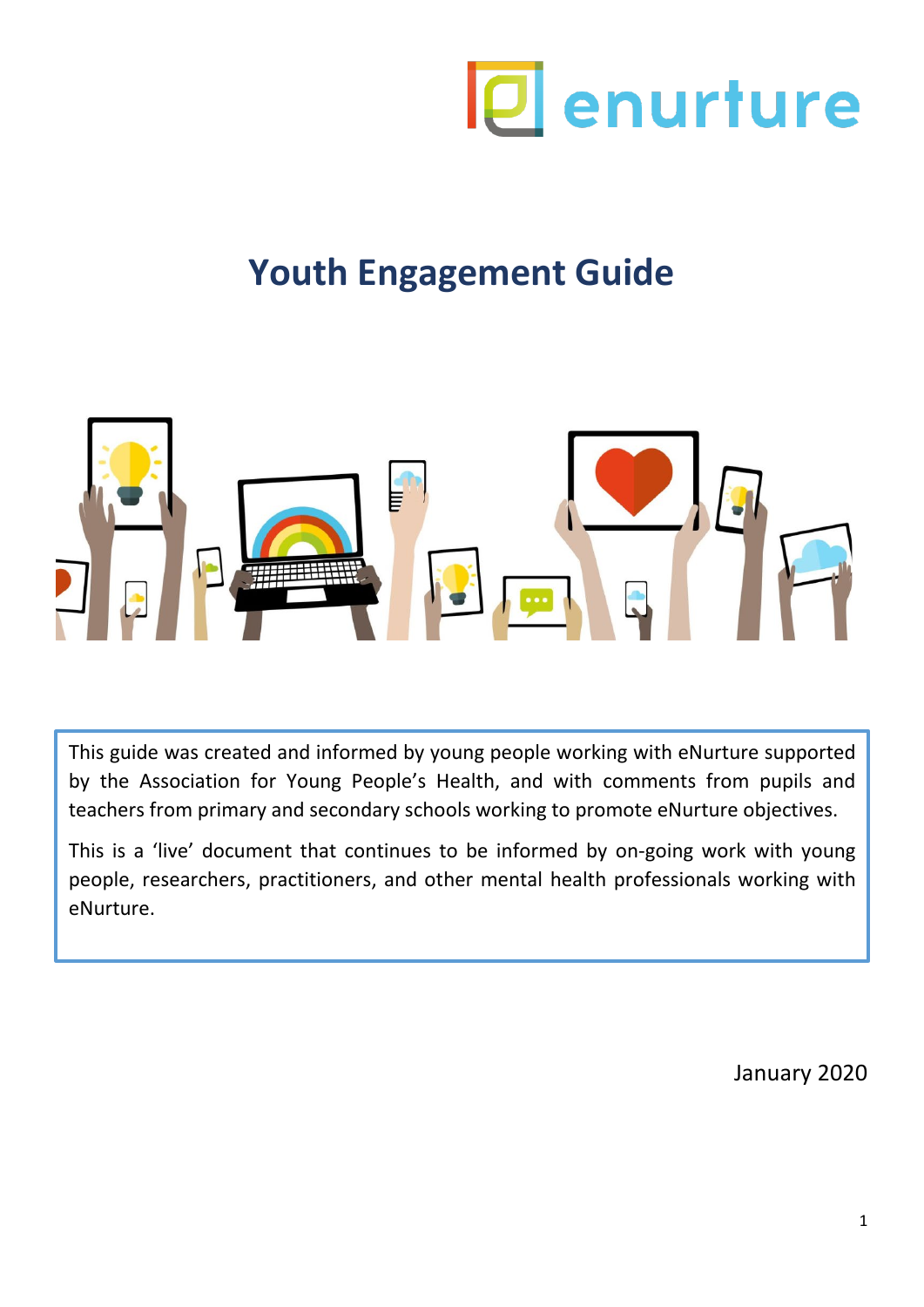enurture

# Youth Engagement Guide

This guide was created and informed by young people working with eNurture supported by the Association for Young People's Health, and with comments from pupils and teachers from primary and secondary schools working to promote eNurture objectives.

This is a 'live' document that continues to be informed by on-going work with young people, researchers, practitioners, and other mental health professionals working with eNurture.

January 2020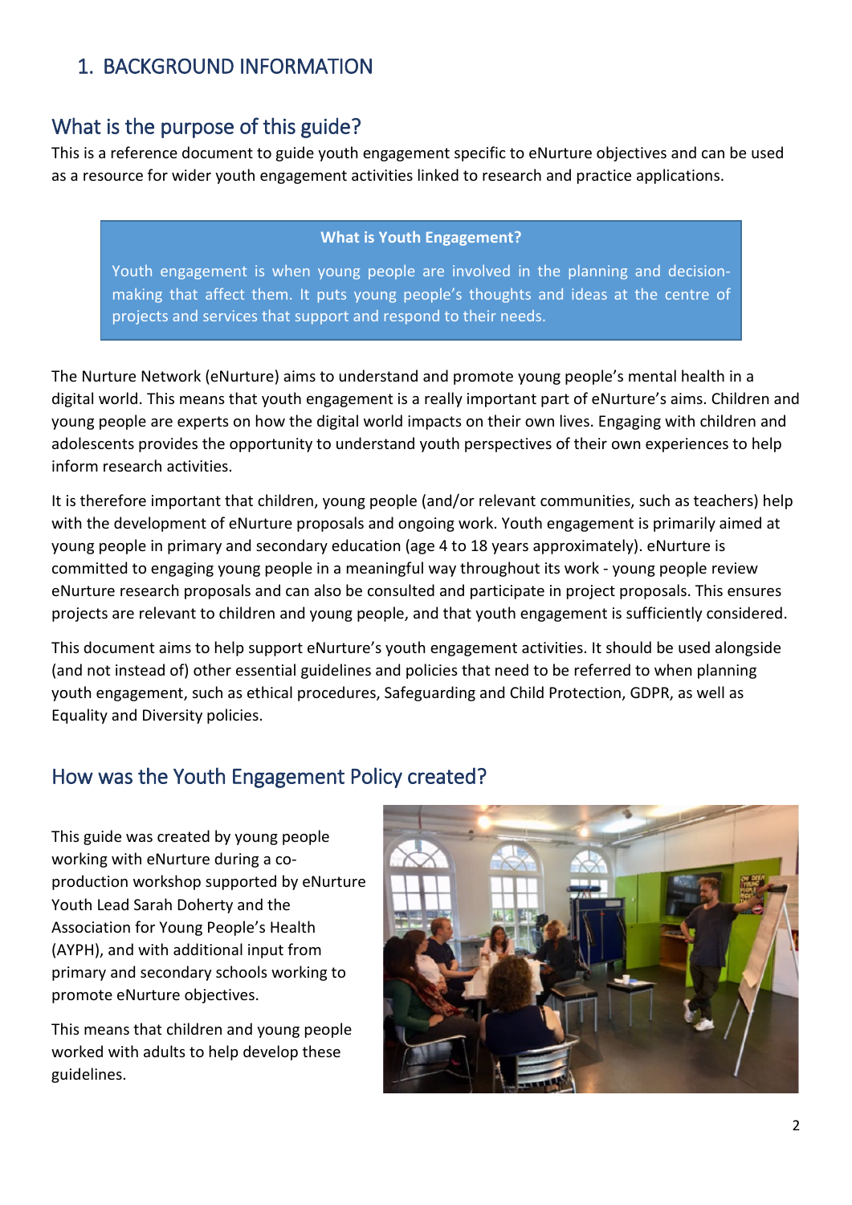# 1. BACKGROUND INFORMATION

## What is the purpose of this guide?

This is a reference document to guide youth engagement specific to eNurture objectives and can be used as a resource for wider youth engagement activities linked to research and practice applications.

> **What is Youth Engagement?**
>
> Youth engagement is when young people are involved in the planning and decision-making that affect them. It puts young people's thoughts and ideas at the centre of projects and services that support and respond to their needs.

The Nurture Network (eNurture) aims to understand and promote young people's mental health in a digital world. This means that youth engagement is a really important part of eNurture's aims. Children and young people are experts on how the digital world impacts on their own lives. Engaging with children and adolescents provides the opportunity to understand youth perspectives of their own experiences to help inform research activities.

It is therefore important that children, young people (and/or relevant communities, such as teachers) help with the development of eNurture proposals and ongoing work. Youth engagement is primarily aimed at young people in primary and secondary education (age 4 to 18 years approximately). eNurture is committed to engaging young people in a meaningful way throughout its work - young people review eNurture research proposals and can also be consulted and participate in project proposals. This ensures projects are relevant to children and young people, and that youth engagement is sufficiently considered.

This document aims to help support eNurture's youth engagement activities. It should be used alongside (and not instead of) other essential guidelines and policies that need to be referred to when planning youth engagement, such as ethical procedures, Safeguarding and Child Protection, GDPR, as well as Equality and Diversity policies.

## How was the Youth Engagement Policy created?

This guide was created by young people working with eNurture during a co-production workshop supported by eNurture Youth Lead Sarah Doherty and the Association for Young People's Health (AYPH), and with additional input from primary and secondary schools working to promote eNurture objectives.

This means that children and young people worked with adults to help develop these guidelines.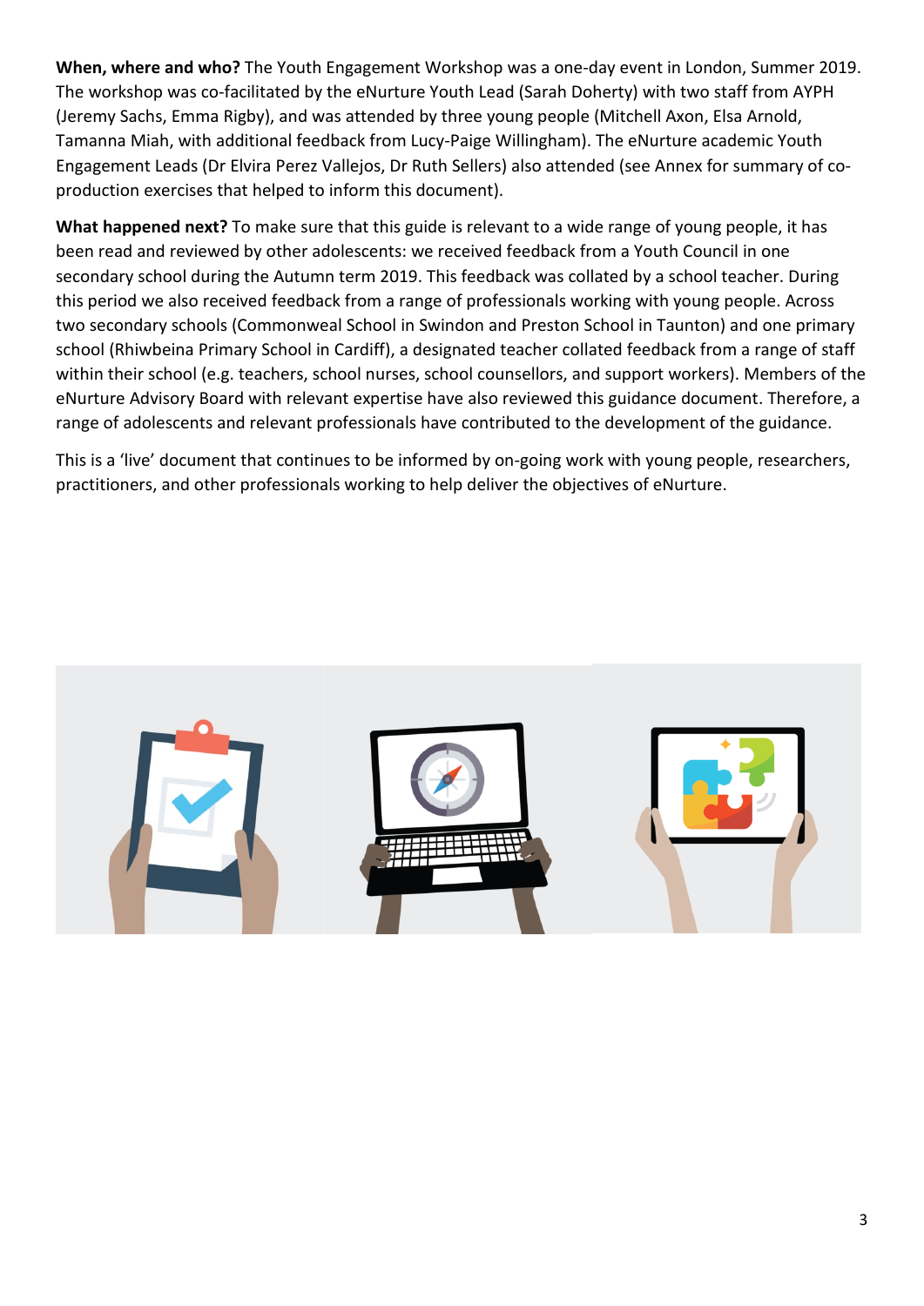**When, where and who?** The Youth Engagement Workshop was a one-day event in London, Summer 2019. The workshop was co-facilitated by the eNurture Youth Lead (Sarah Doherty) with two staff from AYPH (Jeremy Sachs, Emma Rigby), and was attended by three young people (Mitchell Axon, Elsa Arnold, Tamanna Miah, with additional feedback from Lucy-Paige Willingham). The eNurture academic Youth Engagement Leads (Dr Elvira Perez Vallejos, Dr Ruth Sellers) also attended (see Annex for summary of co-production exercises that helped to inform this document).

**What happened next?** To make sure that this guide is relevant to a wide range of young people, it has been read and reviewed by other adolescents: we received feedback from a Youth Council in one secondary school during the Autumn term 2019. This feedback was collated by a school teacher. During this period we also received feedback from a range of professionals working with young people. Across two secondary schools (Commonweal School in Swindon and Preston School in Taunton) and one primary school (Rhiwbeina Primary School in Cardiff), a designated teacher collated feedback from a range of staff within their school (e.g. teachers, school nurses, school counsellors, and support workers). Members of the eNurture Advisory Board with relevant expertise have also reviewed this guidance document. Therefore, a range of adolescents and relevant professionals have contributed to the development of the guidance.

This is a 'live' document that continues to be informed by on-going work with young people, researchers, practitioners, and other professionals working to help deliver the objectives of eNurture.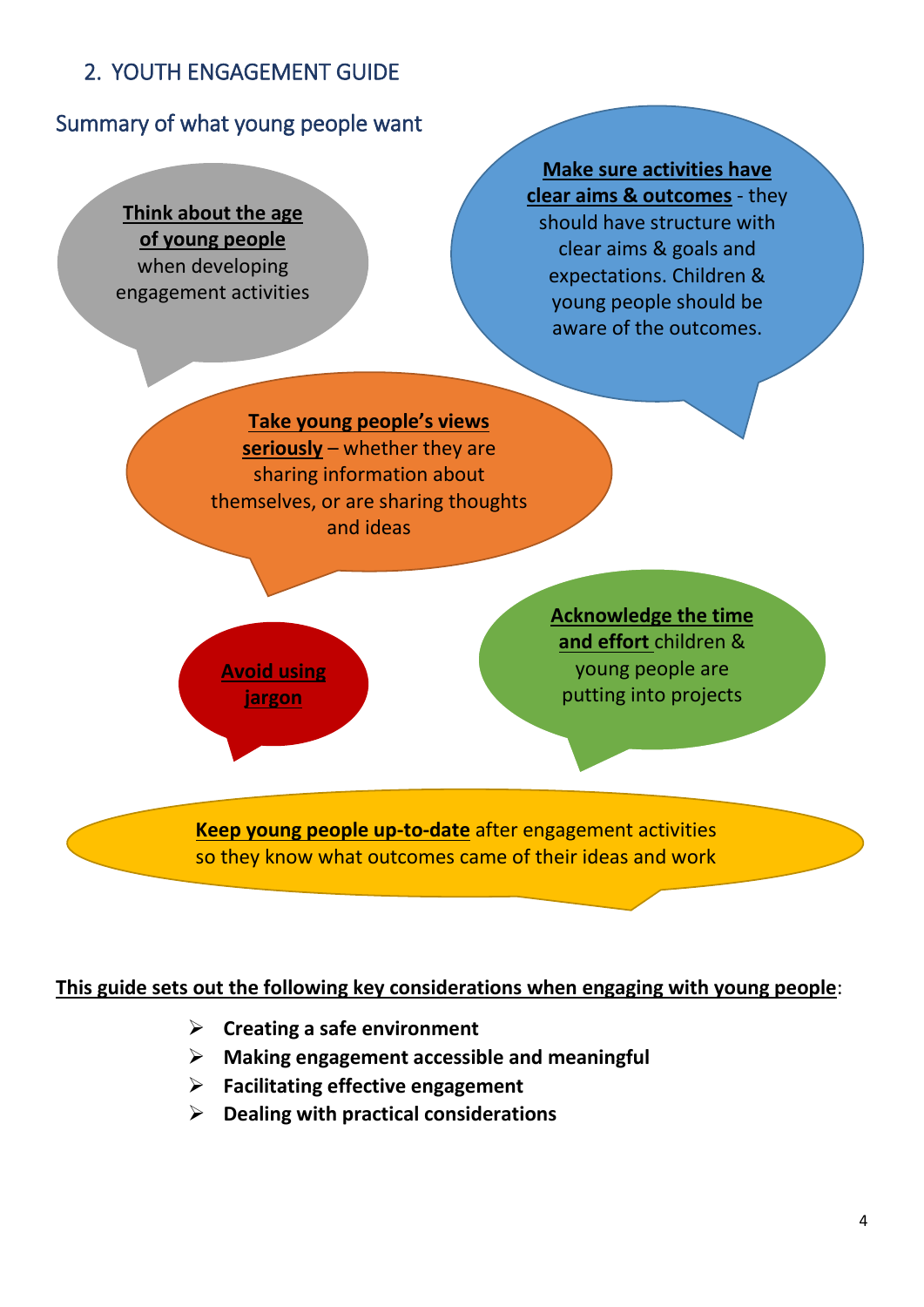## 2. YOUTH ENGAGEMENT GUIDE

### Summary of what young people want

**Think about the age of young people** when developing engagement activities

**Make sure activities have clear aims & outcomes** - they should have structure with clear aims & goals and expectations. Children & young people should be aware of the outcomes.

**Take young people's views seriously** – whether they are sharing information about themselves, or are sharing thoughts and ideas

**Avoid using jargon**

**Acknowledge the time and effort** children & young people are putting into projects

**Keep young people up-to-date** after engagement activities so they know what outcomes came of their ideas and work

**This guide sets out the following key considerations when engaging with young people**:

- **Creating a safe environment**
- **Making engagement accessible and meaningful**
- **Facilitating effective engagement**
- **Dealing with practical considerations**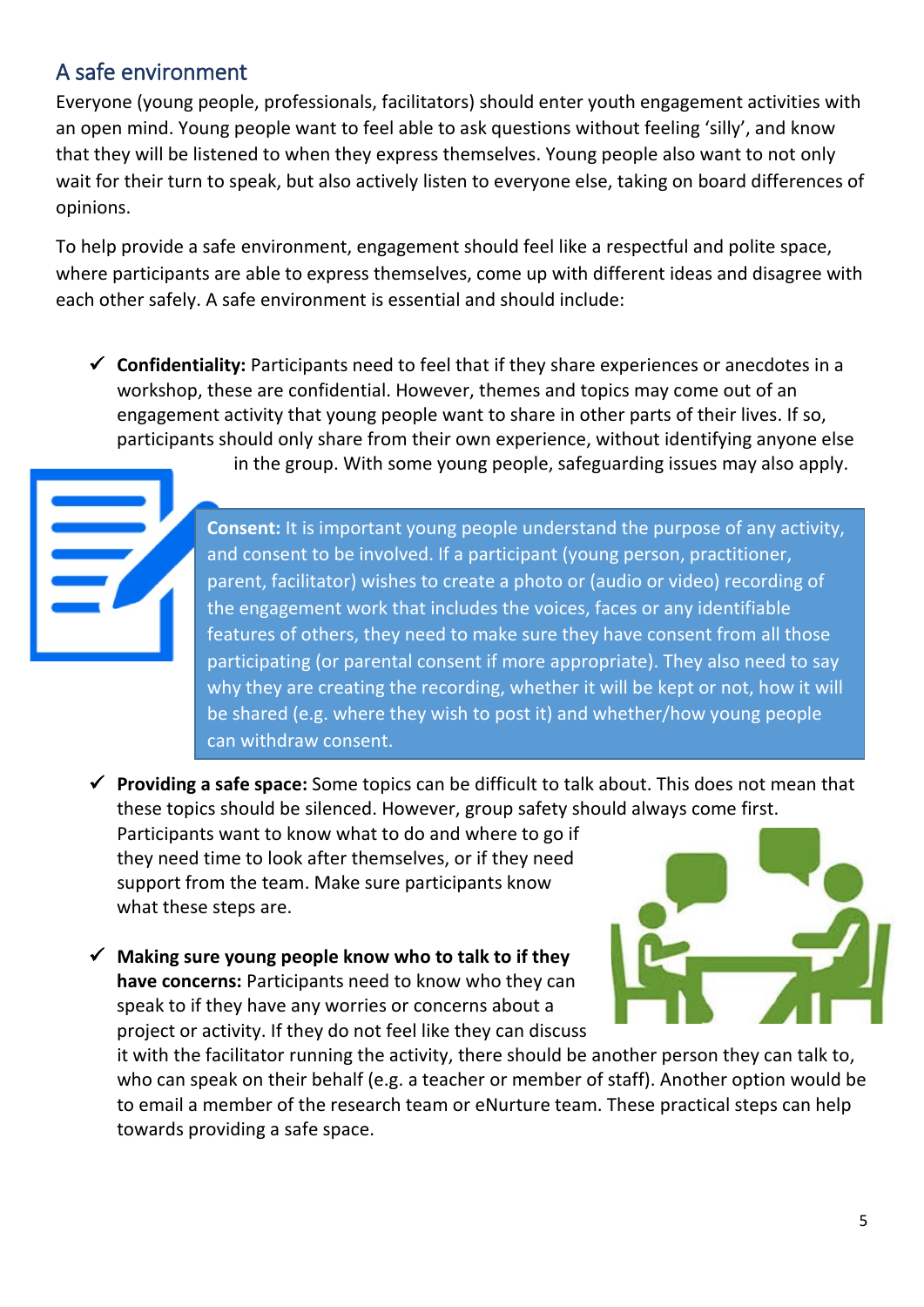## A safe environment

Everyone (young people, professionals, facilitators) should enter youth engagement activities with an open mind. Young people want to feel able to ask questions without feeling 'silly', and know that they will be listened to when they express themselves. Young people also want to not only wait for their turn to speak, but also actively listen to everyone else, taking on board differences of opinions.

To help provide a safe environment, engagement should feel like a respectful and polite space, where participants are able to express themselves, come up with different ideas and disagree with each other safely. A safe environment is essential and should include:

- ✓ **Confidentiality:** Participants need to feel that if they share experiences or anecdotes in a workshop, these are confidential. However, themes and topics may come out of an engagement activity that young people want to share in other parts of their lives. If so, participants should only share from their own experience, without identifying anyone else in the group. With some young people, safeguarding issues may also apply.

**Consent:** It is important young people understand the purpose of any activity, and consent to be involved. If a participant (young person, practitioner, parent, facilitator) wishes to create a photo or (audio or video) recording of the engagement work that includes the voices, faces or any identifiable features of others, they need to make sure they have consent from all those participating (or parental consent if more appropriate). They also need to say why they are creating the recording, whether it will be kept or not, how it will be shared (e.g. where they wish to post it) and whether/how young people can withdraw consent.

- ✓ **Providing a safe space:** Some topics can be difficult to talk about. This does not mean that these topics should be silenced. However, group safety should always come first. Participants want to know what to do and where to go if they need time to look after themselves, or if they need support from the team. Make sure participants know what these steps are.

- ✓ **Making sure young people know who to talk to if they have concerns:** Participants need to know who they can speak to if they have any worries or concerns about a project or activity. If they do not feel like they can discuss it with the facilitator running the activity, there should be another person they can talk to, who can speak on their behalf (e.g. a teacher or member of staff). Another option would be to email a member of the research team or eNurture team. These practical steps can help towards providing a safe space.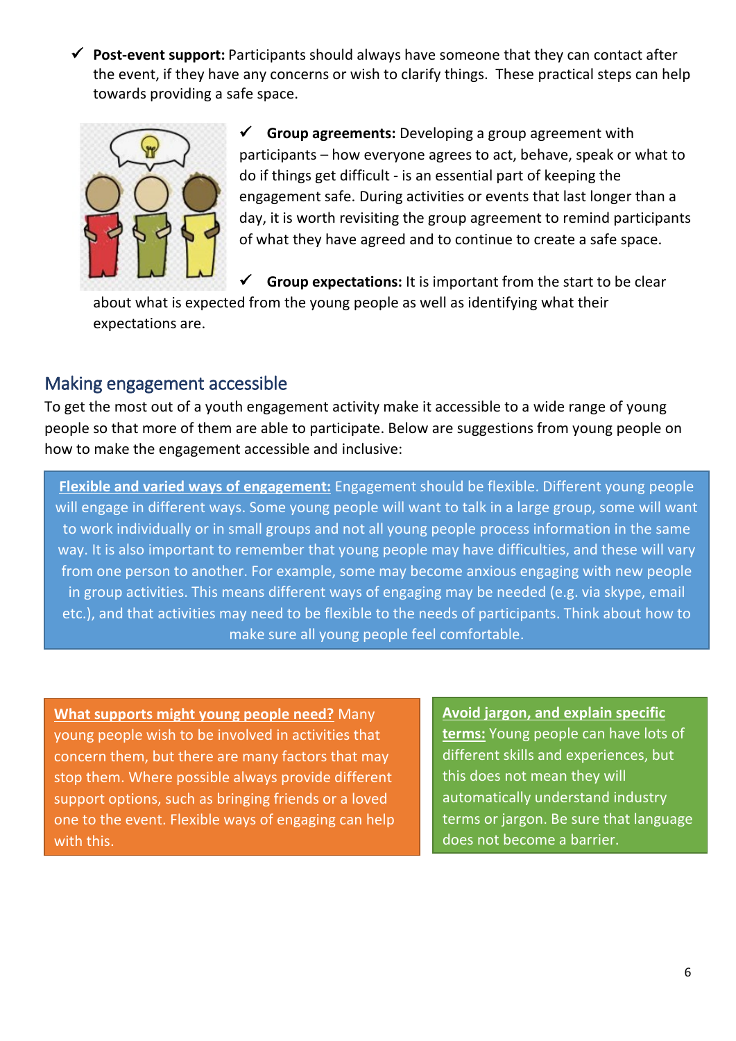- ✓ **Post-event support:** Participants should always have someone that they can contact after the event, if they have any concerns or wish to clarify things. These practical steps can help towards providing a safe space.

- ✓ **Group agreements:** Developing a group agreement with participants – how everyone agrees to act, behave, speak or what to do if things get difficult - is an essential part of keeping the engagement safe. During activities or events that last longer than a day, it is worth revisiting the group agreement to remind participants of what they have agreed and to continue to create a safe space.

- ✓ **Group expectations:** It is important from the start to be clear about what is expected from the young people as well as identifying what their expectations are.

## Making engagement accessible

To get the most out of a youth engagement activity make it accessible to a wide range of young people so that more of them are able to participate. Below are suggestions from young people on how to make the engagement accessible and inclusive:

**Flexible and varied ways of engagement:** Engagement should be flexible. Different young people will engage in different ways. Some young people will want to talk in a large group, some will want to work individually or in small groups and not all young people process information in the same way. It is also important to remember that young people may have difficulties, and these will vary from one person to another. For example, some may become anxious engaging with new people in group activities. This means different ways of engaging may be needed (e.g. via skype, email etc.), and that activities may need to be flexible to the needs of participants. Think about how to make sure all young people feel comfortable.

**What supports might young people need?** Many young people wish to be involved in activities that concern them, but there are many factors that may stop them. Where possible always provide different support options, such as bringing friends or a loved one to the event. Flexible ways of engaging can help with this.

**Avoid jargon, and explain specific terms:** Young people can have lots of different skills and experiences, but this does not mean they will automatically understand industry terms or jargon. Be sure that language does not become a barrier.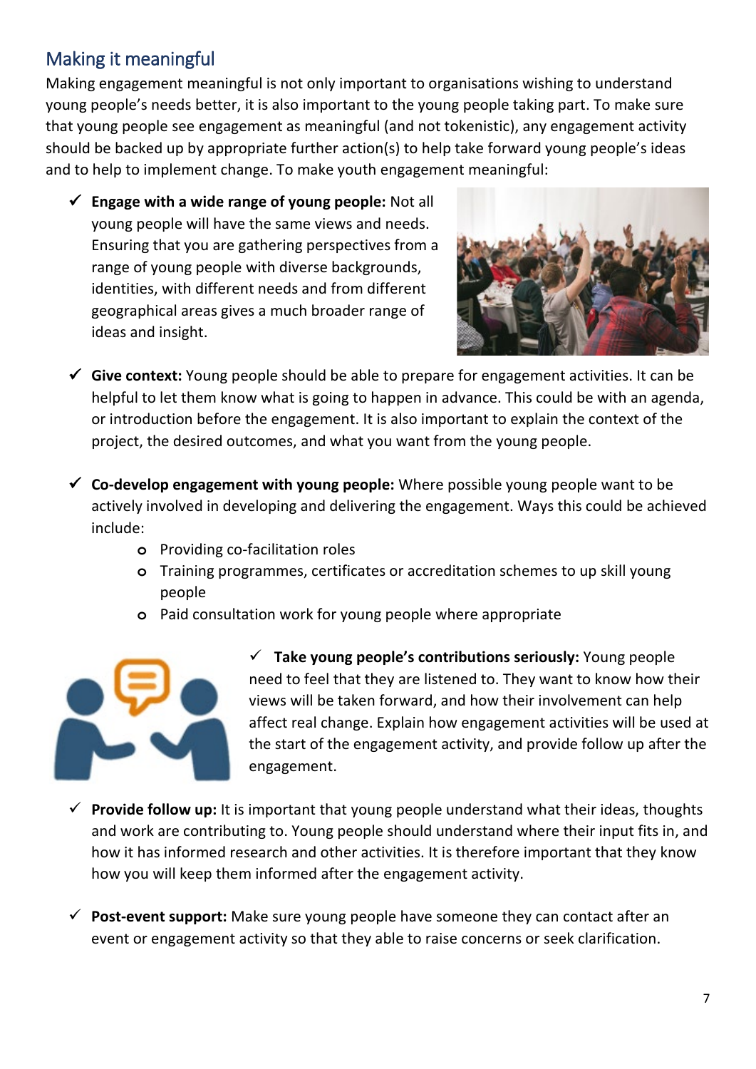## Making it meaningful

Making engagement meaningful is not only important to organisations wishing to understand young people's needs better, it is also important to the young people taking part. To make sure that young people see engagement as meaningful (and not tokenistic), any engagement activity should be backed up by appropriate further action(s) to help take forward young people's ideas and to help to implement change. To make youth engagement meaningful:

- ✓ **Engage with a wide range of young people:** Not all young people will have the same views and needs. Ensuring that you are gathering perspectives from a range of young people with diverse backgrounds, identities, with different needs and from different geographical areas gives a much broader range of ideas and insight.

- ✓ **Give context:** Young people should be able to prepare for engagement activities. It can be helpful to let them know what is going to happen in advance. This could be with an agenda, or introduction before the engagement. It is also important to explain the context of the project, the desired outcomes, and what you want from the young people.

- ✓ **Co-develop engagement with young people:** Where possible young people want to be actively involved in developing and delivering the engagement. Ways this could be achieved include:
  - Providing co-facilitation roles
  - Training programmes, certificates or accreditation schemes to up skill young people
  - Paid consultation work for young people where appropriate

- ✓ **Take young people's contributions seriously:** Young people need to feel that they are listened to. They want to know how their views will be taken forward, and how their involvement can help affect real change. Explain how engagement activities will be used at the start of the engagement activity, and provide follow up after the engagement.

- ✓ **Provide follow up:** It is important that young people understand what their ideas, thoughts and work are contributing to. Young people should understand where their input fits in, and how it has informed research and other activities. It is therefore important that they know how you will keep them informed after the engagement activity.

- ✓ **Post-event support:** Make sure young people have someone they can contact after an event or engagement activity so that they able to raise concerns or seek clarification.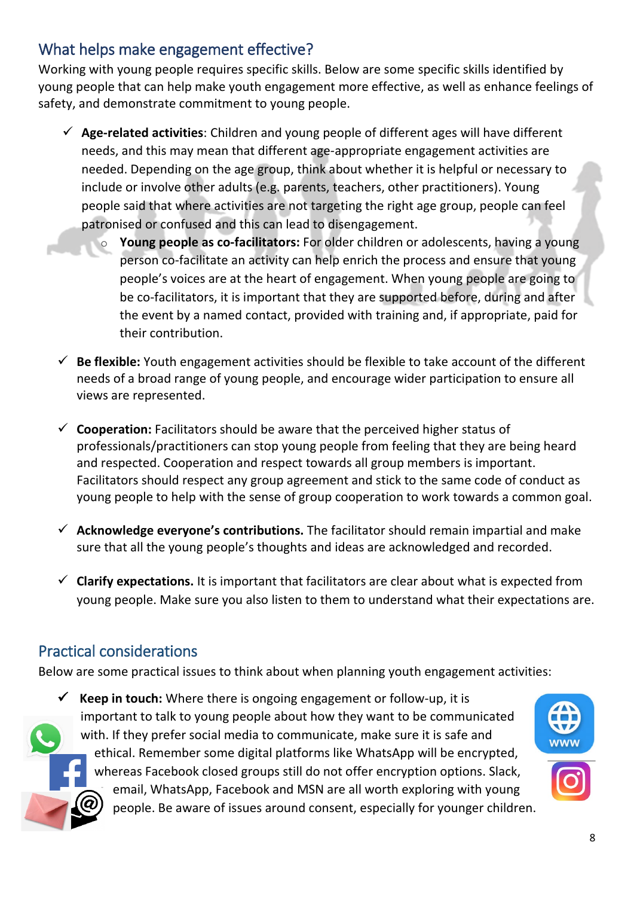## What helps make engagement effective?

Working with young people requires specific skills. Below are some specific skills identified by young people that can help make youth engagement more effective, as well as enhance feelings of safety, and demonstrate commitment to young people.

- ✓ **Age-related activities**: Children and young people of different ages will have different needs, and this may mean that different age-appropriate engagement activities are needed. Depending on the age group, think about whether it is helpful or necessary to include or involve other adults (e.g. parents, teachers, other practitioners). Young people said that where activities are not targeting the right age group, people can feel patronised or confused and this can lead to disengagement.
  - **Young people as co-facilitators:** For older children or adolescents, having a young person co-facilitate an activity can help enrich the process and ensure that young people's voices are at the heart of engagement. When young people are going to be co-facilitators, it is important that they are supported before, during and after the event by a named contact, provided with training and, if appropriate, paid for their contribution.

- ✓ **Be flexible:** Youth engagement activities should be flexible to take account of the different needs of a broad range of young people, and encourage wider participation to ensure all views are represented.

- ✓ **Cooperation:** Facilitators should be aware that the perceived higher status of professionals/practitioners can stop young people from feeling that they are being heard and respected. Cooperation and respect towards all group members is important. Facilitators should respect any group agreement and stick to the same code of conduct as young people to help with the sense of group cooperation to work towards a common goal.

- ✓ **Acknowledge everyone's contributions.** The facilitator should remain impartial and make sure that all the young people's thoughts and ideas are acknowledged and recorded.

- ✓ **Clarify expectations.** It is important that facilitators are clear about what is expected from young people. Make sure you also listen to them to understand what their expectations are.

## Practical considerations

Below are some practical issues to think about when planning youth engagement activities:

- ✓ **Keep in touch:** Where there is ongoing engagement or follow-up, it is important to talk to young people about how they want to be communicated with. If they prefer social media to communicate, make sure it is safe and ethical. Remember some digital platforms like WhatsApp will be encrypted, whereas Facebook closed groups still do not offer encryption options. Slack, email, WhatsApp, Facebook and MSN are all worth exploring with young people. Be aware of issues around consent, especially for younger children.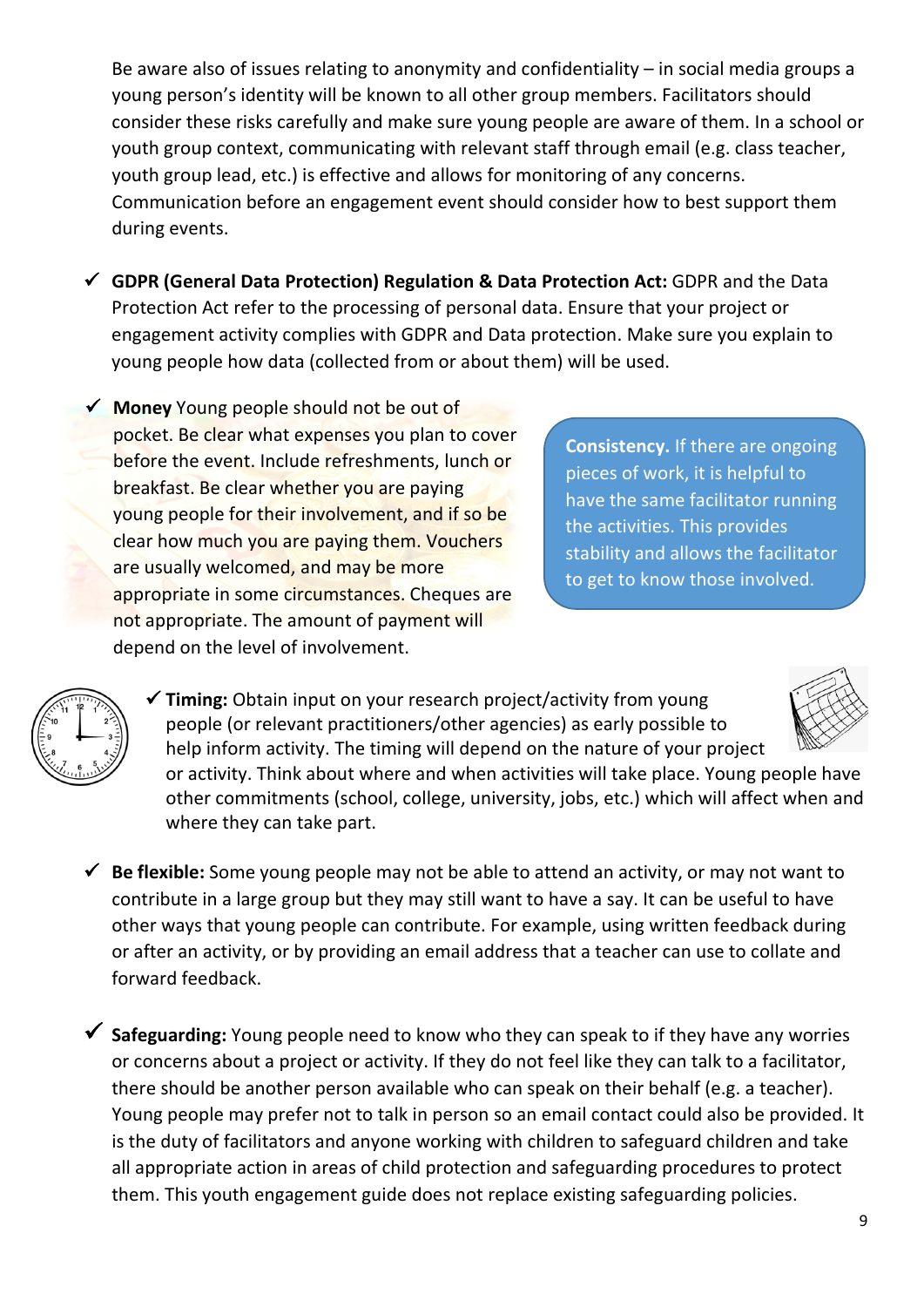Be aware also of issues relating to anonymity and confidentiality – in social media groups a young person's identity will be known to all other group members. Facilitators should consider these risks carefully and make sure young people are aware of them. In a school or youth group context, communicating with relevant staff through email (e.g. class teacher, youth group lead, etc.) is effective and allows for monitoring of any concerns. Communication before an engagement event should consider how to best support them during events.

- ✓ **GDPR (General Data Protection) Regulation & Data Protection Act:** GDPR and the Data Protection Act refer to the processing of personal data. Ensure that your project or engagement activity complies with GDPR and Data protection. Make sure you explain to young people how data (collected from or about them) will be used.

- ✓ **Money** Young people should not be out of pocket. Be clear what expenses you plan to cover before the event. Include refreshments, lunch or breakfast. Be clear whether you are paying young people for their involvement, and if so be clear how much you are paying them. Vouchers are usually welcomed, and may be more appropriate in some circumstances. Cheques are not appropriate. The amount of payment will depend on the level of involvement.

**Consistency.** If there are ongoing pieces of work, it is helpful to have the same facilitator running the activities. This provides stability and allows the facilitator to get to know those involved.

- ✓ **Timing:** Obtain input on your research project/activity from young people (or relevant practitioners/other agencies) as early possible to help inform activity. The timing will depend on the nature of your project or activity. Think about where and when activities will take place. Young people have other commitments (school, college, university, jobs, etc.) which will affect when and where they can take part.

- ✓ **Be flexible:** Some young people may not be able to attend an activity, or may not want to contribute in a large group but they may still want to have a say. It can be useful to have other ways that young people can contribute. For example, using written feedback during or after an activity, or by providing an email address that a teacher can use to collate and forward feedback.

- ✓ **Safeguarding:** Young people need to know who they can speak to if they have any worries or concerns about a project or activity. If they do not feel like they can talk to a facilitator, there should be another person available who can speak on their behalf (e.g. a teacher). Young people may prefer not to talk in person so an email contact could also be provided. It is the duty of facilitators and anyone working with children to safeguard children and take all appropriate action in areas of child protection and safeguarding procedures to protect them. This youth engagement guide does not replace existing safeguarding policies.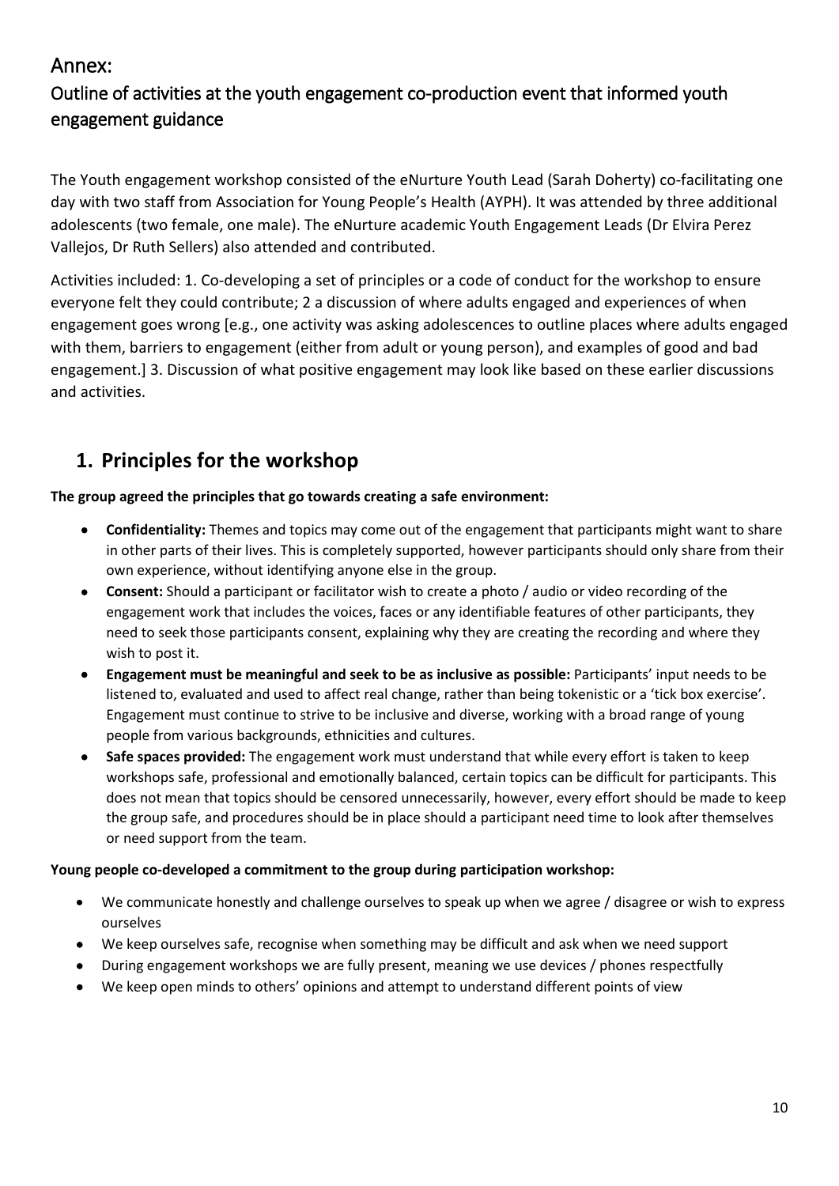# Annex:

## Outline of activities at the youth engagement co-production event that informed youth engagement guidance

The Youth engagement workshop consisted of the eNurture Youth Lead (Sarah Doherty) co-facilitating one day with two staff from Association for Young People's Health (AYPH). It was attended by three additional adolescents (two female, one male). The eNurture academic Youth Engagement Leads (Dr Elvira Perez Vallejos, Dr Ruth Sellers) also attended and contributed.

Activities included: 1. Co-developing a set of principles or a code of conduct for the workshop to ensure everyone felt they could contribute; 2 a discussion of where adults engaged and experiences of when engagement goes wrong [e.g., one activity was asking adolescences to outline places where adults engaged with them, barriers to engagement (either from adult or young person), and examples of good and bad engagement.] 3. Discussion of what positive engagement may look like based on these earlier discussions and activities.

## 1. Principles for the workshop

**The group agreed the principles that go towards creating a safe environment:**

- **Confidentiality:** Themes and topics may come out of the engagement that participants might want to share in other parts of their lives. This is completely supported, however participants should only share from their own experience, without identifying anyone else in the group.
- **Consent:** Should a participant or facilitator wish to create a photo / audio or video recording of the engagement work that includes the voices, faces or any identifiable features of other participants, they need to seek those participants consent, explaining why they are creating the recording and where they wish to post it.
- **Engagement must be meaningful and seek to be as inclusive as possible:** Participants' input needs to be listened to, evaluated and used to affect real change, rather than being tokenistic or a 'tick box exercise'. Engagement must continue to strive to be inclusive and diverse, working with a broad range of young people from various backgrounds, ethnicities and cultures.
- **Safe spaces provided:** The engagement work must understand that while every effort is taken to keep workshops safe, professional and emotionally balanced, certain topics can be difficult for participants. This does not mean that topics should be censored unnecessarily, however, every effort should be made to keep the group safe, and procedures should be in place should a participant need time to look after themselves or need support from the team.

**Young people co-developed a commitment to the group during participation workshop:**

- We communicate honestly and challenge ourselves to speak up when we agree / disagree or wish to express ourselves
- We keep ourselves safe, recognise when something may be difficult and ask when we need support
- During engagement workshops we are fully present, meaning we use devices / phones respectfully
- We keep open minds to others' opinions and attempt to understand different points of view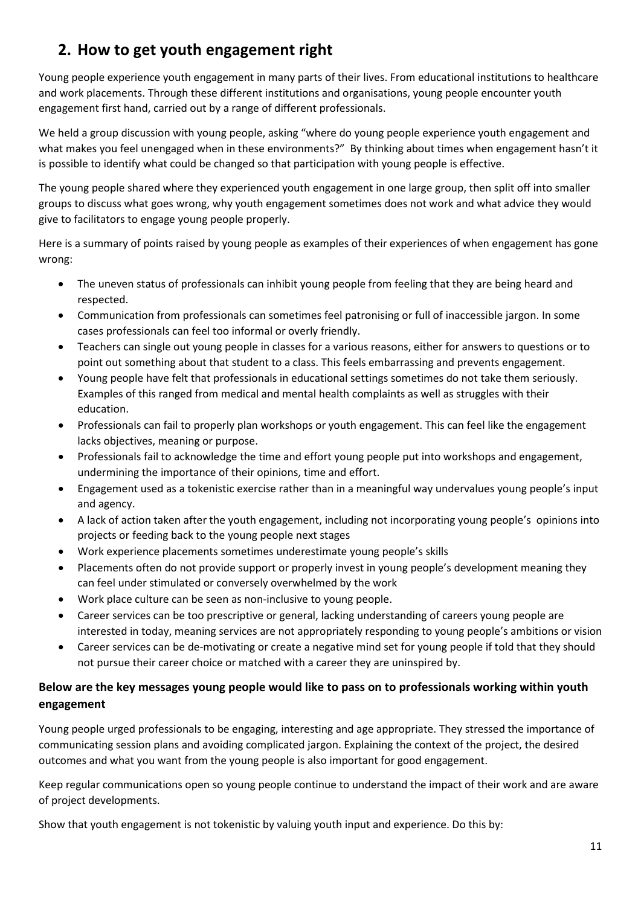## 2. How to get youth engagement right

Young people experience youth engagement in many parts of their lives. From educational institutions to healthcare and work placements. Through these different institutions and organisations, young people encounter youth engagement first hand, carried out by a range of different professionals.

We held a group discussion with young people, asking "where do young people experience youth engagement and what makes you feel unengaged when in these environments?" By thinking about times when engagement hasn't it is possible to identify what could be changed so that participation with young people is effective.

The young people shared where they experienced youth engagement in one large group, then split off into smaller groups to discuss what goes wrong, why youth engagement sometimes does not work and what advice they would give to facilitators to engage young people properly.

Here is a summary of points raised by young people as examples of their experiences of when engagement has gone wrong:

- The uneven status of professionals can inhibit young people from feeling that they are being heard and respected.
- Communication from professionals can sometimes feel patronising or full of inaccessible jargon. In some cases professionals can feel too informal or overly friendly.
- Teachers can single out young people in classes for a various reasons, either for answers to questions or to point out something about that student to a class. This feels embarrassing and prevents engagement.
- Young people have felt that professionals in educational settings sometimes do not take them seriously. Examples of this ranged from medical and mental health complaints as well as struggles with their education.
- Professionals can fail to properly plan workshops or youth engagement. This can feel like the engagement lacks objectives, meaning or purpose.
- Professionals fail to acknowledge the time and effort young people put into workshops and engagement, undermining the importance of their opinions, time and effort.
- Engagement used as a tokenistic exercise rather than in a meaningful way undervalues young people's input and agency.
- A lack of action taken after the youth engagement, including not incorporating young people's opinions into projects or feeding back to the young people next stages
- Work experience placements sometimes underestimate young people's skills
- Placements often do not provide support or properly invest in young people's development meaning they can feel under stimulated or conversely overwhelmed by the work
- Work place culture can be seen as non-inclusive to young people.
- Career services can be too prescriptive or general, lacking understanding of careers young people are interested in today, meaning services are not appropriately responding to young people's ambitions or vision
- Career services can be de-motivating or create a negative mind set for young people if told that they should not pursue their career choice or matched with a career they are uninspired by.

### Below are the key messages young people would like to pass on to professionals working within youth engagement

Young people urged professionals to be engaging, interesting and age appropriate. They stressed the importance of communicating session plans and avoiding complicated jargon. Explaining the context of the project, the desired outcomes and what you want from the young people is also important for good engagement.

Keep regular communications open so young people continue to understand the impact of their work and are aware of project developments.

Show that youth engagement is not tokenistic by valuing youth input and experience. Do this by: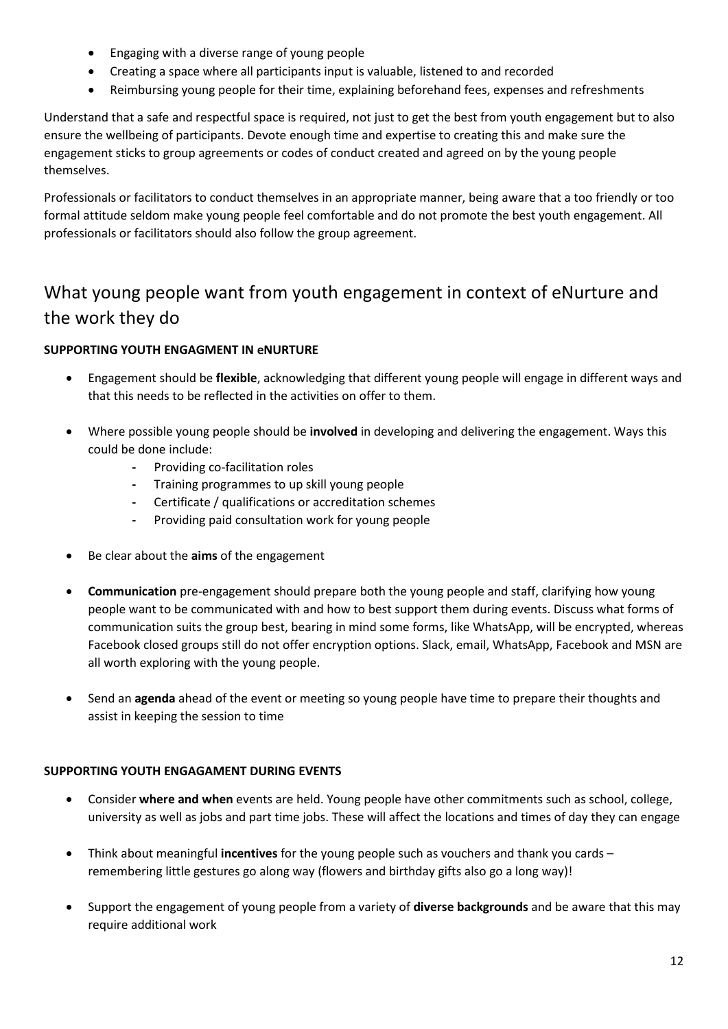- Engaging with a diverse range of young people
- Creating a space where all participants input is valuable, listened to and recorded
- Reimbursing young people for their time, explaining beforehand fees, expenses and refreshments

Understand that a safe and respectful space is required, not just to get the best from youth engagement but to also ensure the wellbeing of participants. Devote enough time and expertise to creating this and make sure the engagement sticks to group agreements or codes of conduct created and agreed on by the young people themselves.

Professionals or facilitators to conduct themselves in an appropriate manner, being aware that a too friendly or too formal attitude seldom make young people feel comfortable and do not promote the best youth engagement. All professionals or facilitators should also follow the group agreement.

## What young people want from youth engagement in context of eNurture and the work they do

**SUPPORTING YOUTH ENGAGMENT IN eNURTURE**

- Engagement should be **flexible**, acknowledging that different young people will engage in different ways and that this needs to be reflected in the activities on offer to them.

- Where possible young people should be **involved** in developing and delivering the engagement. Ways this could be done include:
    - Providing co-facilitation roles
    - Training programmes to up skill young people
    - Certificate / qualifications or accreditation schemes
    - Providing paid consultation work for young people

- Be clear about the **aims** of the engagement

- **Communication** pre-engagement should prepare both the young people and staff, clarifying how young people want to be communicated with and how to best support them during events. Discuss what forms of communication suits the group best, bearing in mind some forms, like WhatsApp, will be encrypted, whereas Facebook closed groups still do not offer encryption options. Slack, email, WhatsApp, Facebook and MSN are all worth exploring with the young people.

- Send an **agenda** ahead of the event or meeting so young people have time to prepare their thoughts and assist in keeping the session to time

**SUPPORTING YOUTH ENGAGAMENT DURING EVENTS**

- Consider **where and when** events are held. Young people have other commitments such as school, college, university as well as jobs and part time jobs. These will affect the locations and times of day they can engage

- Think about meaningful **incentives** for the young people such as vouchers and thank you cards – remembering little gestures go along way (flowers and birthday gifts also go a long way)!

- Support the engagement of young people from a variety of **diverse backgrounds** and be aware that this may require additional work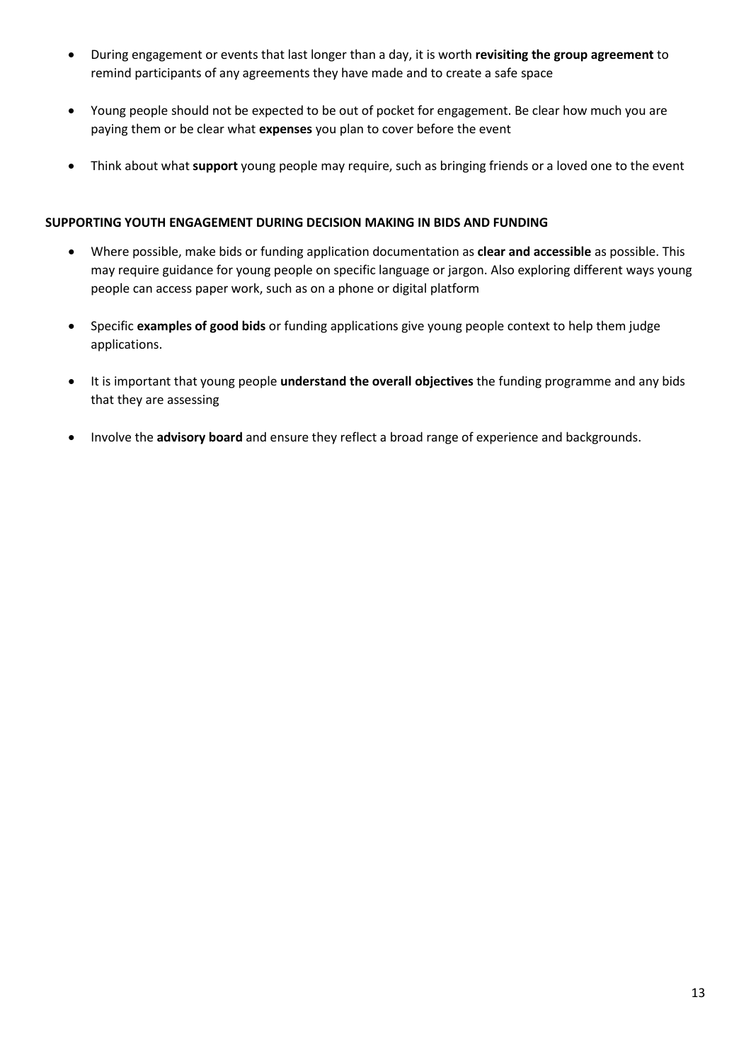- During engagement or events that last longer than a day, it is worth **revisiting the group agreement** to remind participants of any agreements they have made and to create a safe space

- Young people should not be expected to be out of pocket for engagement. Be clear how much you are paying them or be clear what **expenses** you plan to cover before the event

- Think about what **support** young people may require, such as bringing friends or a loved one to the event

**SUPPORTING YOUTH ENGAGEMENT DURING DECISION MAKING IN BIDS AND FUNDING**

- Where possible, make bids or funding application documentation as **clear and accessible** as possible. This may require guidance for young people on specific language or jargon. Also exploring different ways young people can access paper work, such as on a phone or digital platform

- Specific **examples of good bids** or funding applications give young people context to help them judge applications.

- It is important that young people **understand the overall objectives** the funding programme and any bids that they are assessing

- Involve the **advisory board** and ensure they reflect a broad range of experience and backgrounds.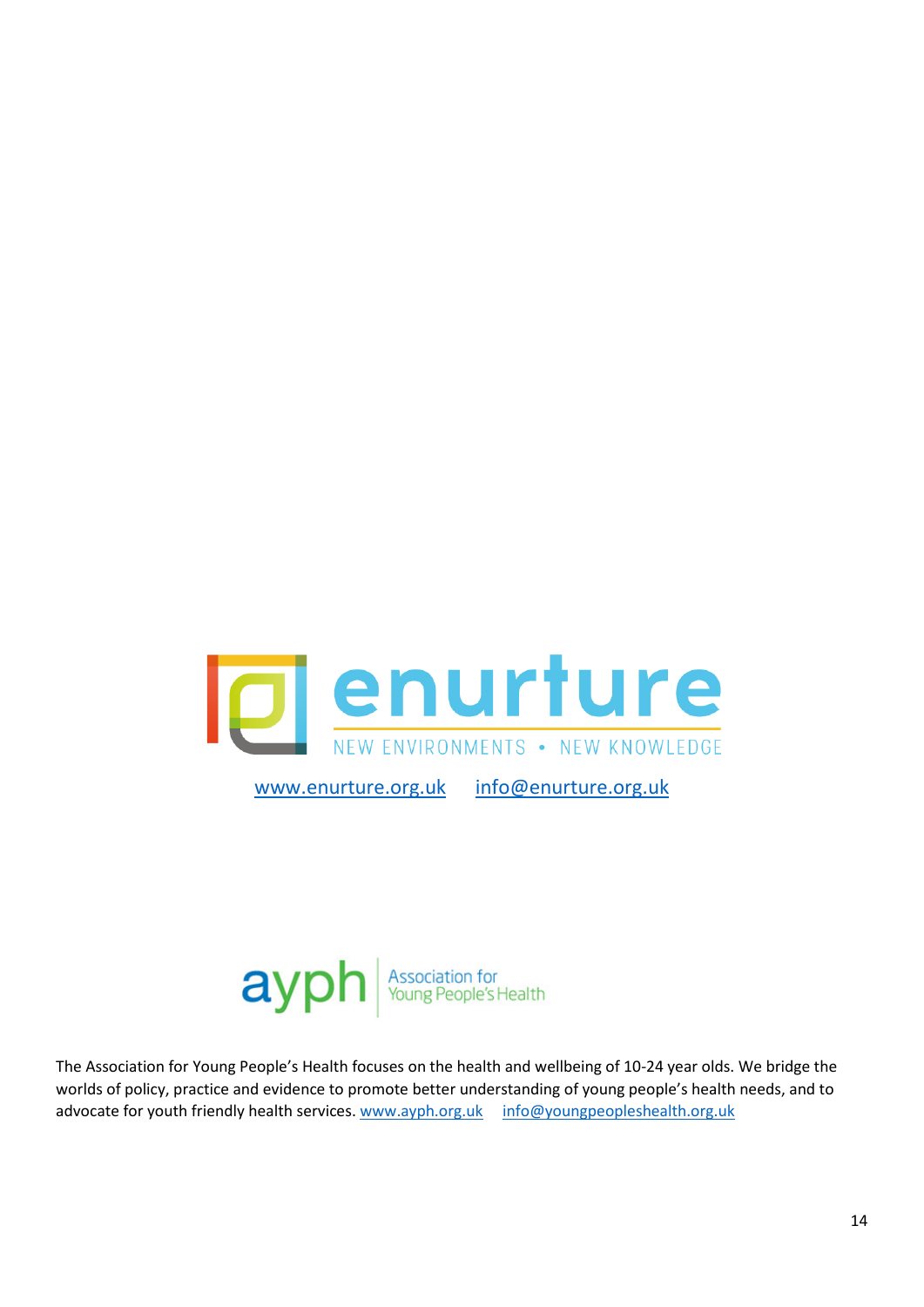enurture

NEW ENVIRONMENTS • NEW KNOWLEDGE

www.enurture.org.uk     info@enurture.org.uk

ayph | Association for Young People's Health

The Association for Young People's Health focuses on the health and wellbeing of 10-24 year olds. We bridge the worlds of policy, practice and evidence to promote better understanding of young people's health needs, and to advocate for youth friendly health services. www.ayph.org.uk     info@youngpeopleshealth.org.uk